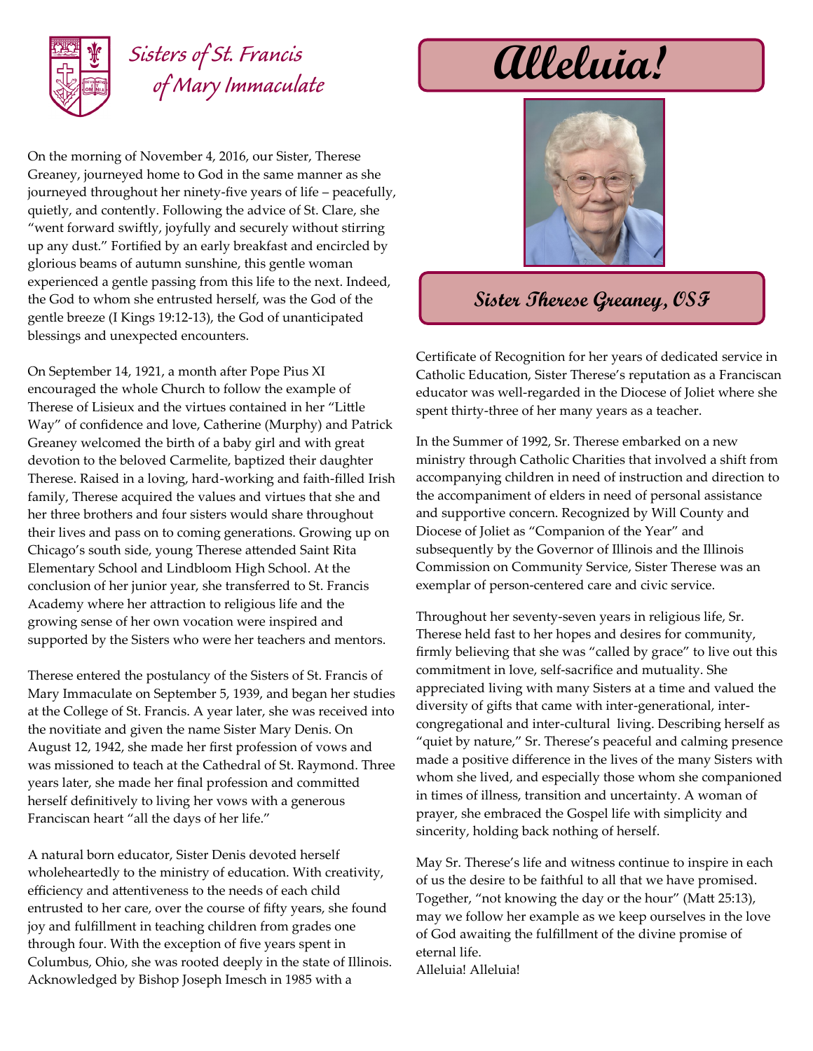# Sisters of St. Francis of Mary Immaculate

# Alleluia!

## Sister Therese Greaney, OSF

On the morning of November 4, 2016, our Sister, Therese Greaney, journeyed home to God in the same manner as she journeyed throughout her ninety-five years of life – peacefully, quietly, and contently. Following the advice of St. Clare, she "went forward swiftly, joyfully and securely without stirring up any dust." Fortified by an early breakfast and encircled by glorious beams of autumn sunshine, this gentle woman experienced a gentle passing from this life to the next. Indeed, the God to whom she entrusted herself, was the God of the gentle breeze (I Kings 19:12-13), the God of unanticipated blessings and unexpected encounters.

On September 14, 1921, a month after Pope Pius XI encouraged the whole Church to follow the example of Therese of Lisieux and the virtues contained in her "Little Way" of confidence and love, Catherine (Murphy) and Patrick Greaney welcomed the birth of a baby girl and with great devotion to the beloved Carmelite, baptized their daughter Therese. Raised in a loving, hard-working and faith-filled Irish family, Therese acquired the values and virtues that she and her three brothers and four sisters would share throughout their lives and pass on to coming generations. Growing up on Chicago's south side, young Therese attended Saint Rita Elementary School and Lindbloom High School. At the conclusion of her junior year, she transferred to St. Francis Academy where her attraction to religious life and the growing sense of her own vocation were inspired and supported by the Sisters who were her teachers and mentors.

Therese entered the postulancy of the Sisters of St. Francis of Mary Immaculate on September 5, 1939, and began her studies at the College of St. Francis. A year later, she was received into the novitiate and given the name Sister Mary Denis. On August 12, 1942, she made her first profession of vows and was missioned to teach at the Cathedral of St. Raymond. Three years later, she made her final profession and committed herself definitively to living her vows with a generous Franciscan heart "all the days of her life."

A natural born educator, Sister Denis devoted herself wholeheartedly to the ministry of education. With creativity, efficiency and attentiveness to the needs of each child entrusted to her care, over the course of fifty years, she found joy and fulfillment in teaching children from grades one through four. With the exception of five years spent in Columbus, Ohio, she was rooted deeply in the state of Illinois. Acknowledged by Bishop Joseph Imesch in 1985 with a Certificate of Recognition for her years of dedicated service in Catholic Education, Sister Therese's reputation as a Franciscan educator was well-regarded in the Diocese of Joliet where she spent thirty-three of her many years as a teacher.

In the Summer of 1992, Sr. Therese embarked on a new ministry through Catholic Charities that involved a shift from accompanying children in need of instruction and direction to the accompaniment of elders in need of personal assistance and supportive concern. Recognized by Will County and Diocese of Joliet as "Companion of the Year" and subsequently by the Governor of Illinois and the Illinois Commission on Community Service, Sister Therese was an exemplar of person-centered care and civic service.

Throughout her seventy-seven years in religious life, Sr. Therese held fast to her hopes and desires for community, firmly believing that she was "called by grace" to live out this commitment in love, self-sacrifice and mutuality. She appreciated living with many Sisters at a time and valued the diversity of gifts that came with inter-generational, inter-congregational and inter-cultural living. Describing herself as "quiet by nature," Sr. Therese's peaceful and calming presence made a positive difference in the lives of the many Sisters with whom she lived, and especially those whom she companioned in times of illness, transition and uncertainty. A woman of prayer, she embraced the Gospel life with simplicity and sincerity, holding back nothing of herself.

May Sr. Therese's life and witness continue to inspire in each of us the desire to be faithful to all that we have promised. Together, "not knowing the day or the hour" (Matt 25:13), may we follow her example as we keep ourselves in the love of God awaiting the fulfillment of the divine promise of eternal life.
Alleluia! Alleluia!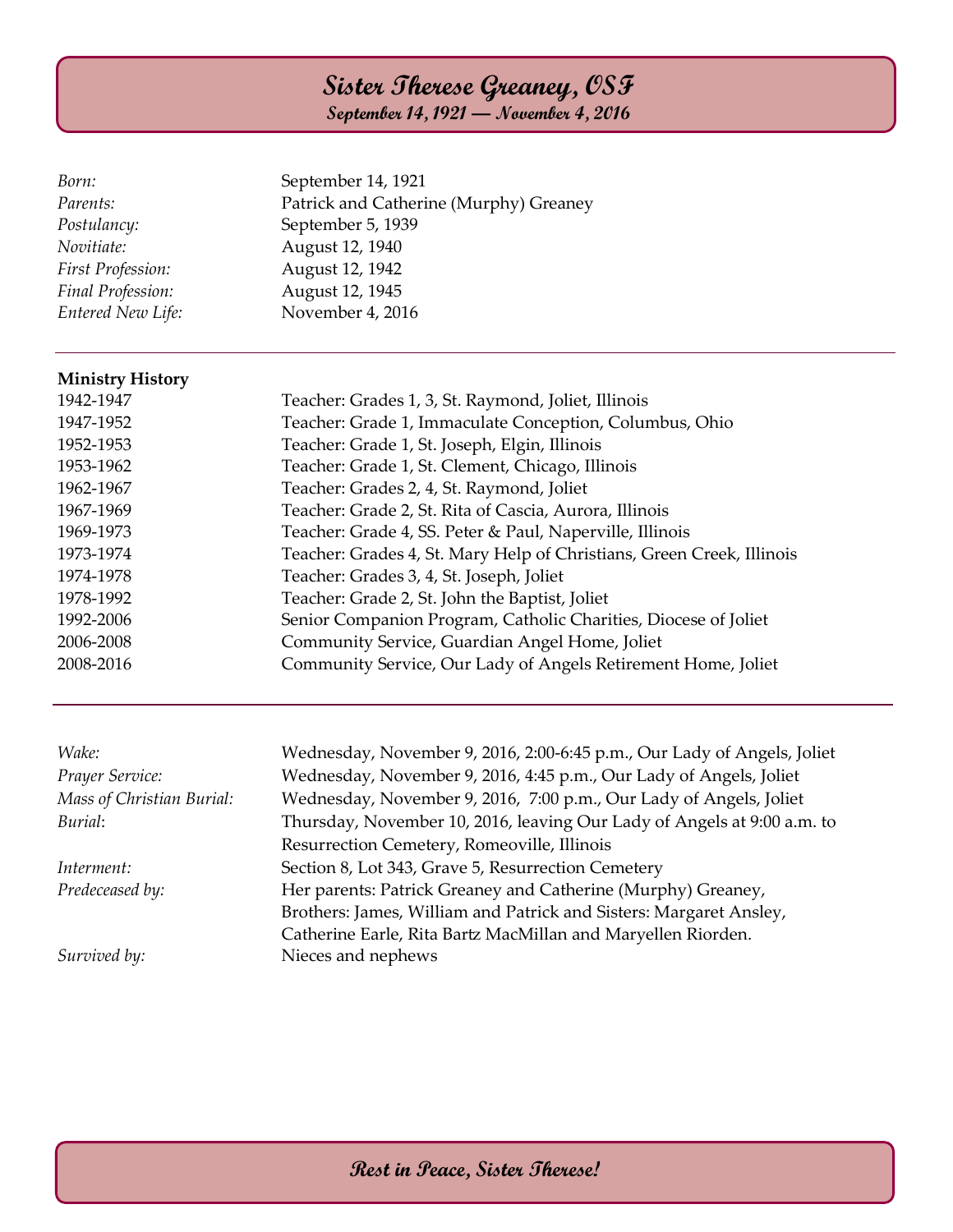# Sister Therese Greaney, OSF

**September 14, 1921 — November 4, 2016**

| | |
|---|---|
| *Born:* | September 14, 1921 |
| *Parents:* | Patrick and Catherine (Murphy) Greaney |
| *Postulancy:* | September 5, 1939 |
| *Novitiate:* | August 12, 1940 |
| *First Profession:* | August 12, 1942 |
| *Final Profession:* | August 12, 1945 |
| *Entered New Life:* | November 4, 2016 |

**Ministry History**

| | |
|---|---|
| 1942-1947 | Teacher: Grades 1, 3, St. Raymond, Joliet, Illinois |
| 1947-1952 | Teacher: Grade 1, Immaculate Conception, Columbus, Ohio |
| 1952-1953 | Teacher: Grade 1, St. Joseph, Elgin, Illinois |
| 1953-1962 | Teacher: Grade 1, St. Clement, Chicago, Illinois |
| 1962-1967 | Teacher: Grades 2, 4, St. Raymond, Joliet |
| 1967-1969 | Teacher: Grade 2, St. Rita of Cascia, Aurora, Illinois |
| 1969-1973 | Teacher: Grade 4, SS. Peter & Paul, Naperville, Illinois |
| 1973-1974 | Teacher: Grades 4, St. Mary Help of Christians, Green Creek, Illinois |
| 1974-1978 | Teacher: Grades 3, 4, St. Joseph, Joliet |
| 1978-1992 | Teacher: Grade 2, St. John the Baptist, Joliet |
| 1992-2006 | Senior Companion Program, Catholic Charities, Diocese of Joliet |
| 2006-2008 | Community Service, Guardian Angel Home, Joliet |
| 2008-2016 | Community Service, Our Lady of Angels Retirement Home, Joliet |

| | |
|---|---|
| *Wake:* | Wednesday, November 9, 2016, 2:00-6:45 p.m., Our Lady of Angels, Joliet |
| *Prayer Service:* | Wednesday, November 9, 2016, 4:45 p.m., Our Lady of Angels, Joliet |
| *Mass of Christian Burial:* | Wednesday, November 9, 2016, 7:00 p.m., Our Lady of Angels, Joliet |
| *Burial:* | Thursday, November 10, 2016, leaving Our Lady of Angels at 9:00 a.m. to Resurrection Cemetery, Romeoville, Illinois |
| *Interment:* | Section 8, Lot 343, Grave 5, Resurrection Cemetery |
| *Predeceased by:* | Her parents: Patrick Greaney and Catherine (Murphy) Greaney, Brothers: James, William and Patrick and Sisters: Margaret Ansley, Catherine Earle, Rita Bartz MacMillan and Maryellen Riorden. |
| *Survived by:* | Nieces and nephews |

**Rest in Peace, Sister Therese!**